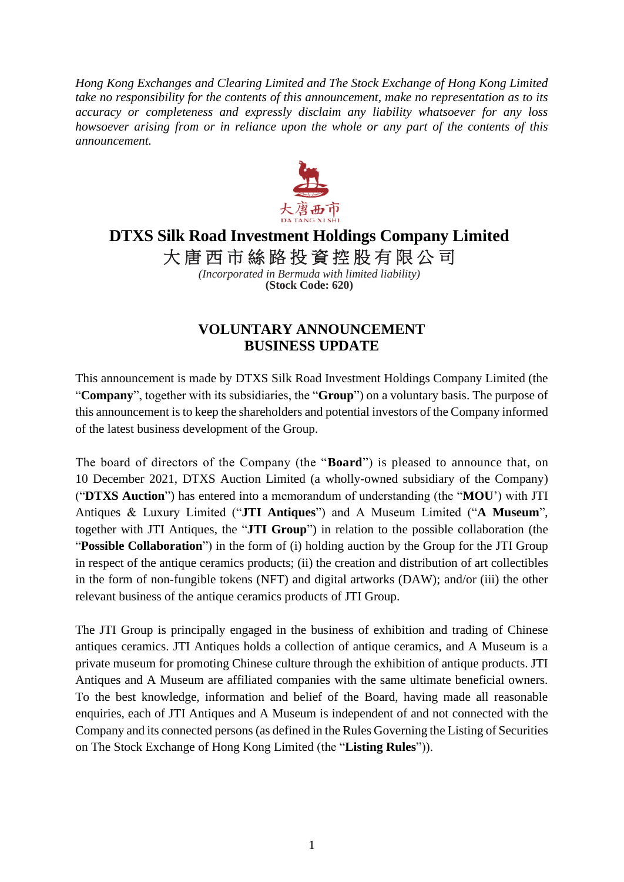*Hong Kong Exchanges and Clearing Limited and The Stock Exchange of Hong Kong Limited take no responsibility for the contents of this announcement, make no representation as to its accuracy or completeness and expressly disclaim any liability whatsoever for any loss howsoever arising from or in reliance upon the whole or any part of the contents of this announcement.*

# DTXS Silk Road Investment Holdings Company Limited

# 大唐西市絲路投資控股有限公司

*(Incorporated in Bermuda with limited liability)*
**(Stock Code: 620)**

## VOLUNTARY ANNOUNCEMENT
## BUSINESS UPDATE

This announcement is made by DTXS Silk Road Investment Holdings Company Limited (the "**Company**", together with its subsidiaries, the "**Group**") on a voluntary basis. The purpose of this announcement is to keep the shareholders and potential investors of the Company informed of the latest business development of the Group.

The board of directors of the Company (the "**Board**") is pleased to announce that, on 10 December 2021, DTXS Auction Limited (a wholly-owned subsidiary of the Company) ("**DTXS Auction**") has entered into a memorandum of understanding (the "**MOU**') with JTI Antiques & Luxury Limited ("**JTI Antiques**") and A Museum Limited ("**A Museum**", together with JTI Antiques, the "**JTI Group**") in relation to the possible collaboration (the "**Possible Collaboration**") in the form of (i) holding auction by the Group for the JTI Group in respect of the antique ceramics products; (ii) the creation and distribution of art collectibles in the form of non-fungible tokens (NFT) and digital artworks (DAW); and/or (iii) the other relevant business of the antique ceramics products of JTI Group.

The JTI Group is principally engaged in the business of exhibition and trading of Chinese antiques ceramics. JTI Antiques holds a collection of antique ceramics, and A Museum is a private museum for promoting Chinese culture through the exhibition of antique products. JTI Antiques and A Museum are affiliated companies with the same ultimate beneficial owners. To the best knowledge, information and belief of the Board, having made all reasonable enquiries, each of JTI Antiques and A Museum is independent of and not connected with the Company and its connected persons (as defined in the Rules Governing the Listing of Securities on The Stock Exchange of Hong Kong Limited (the "**Listing Rules**")).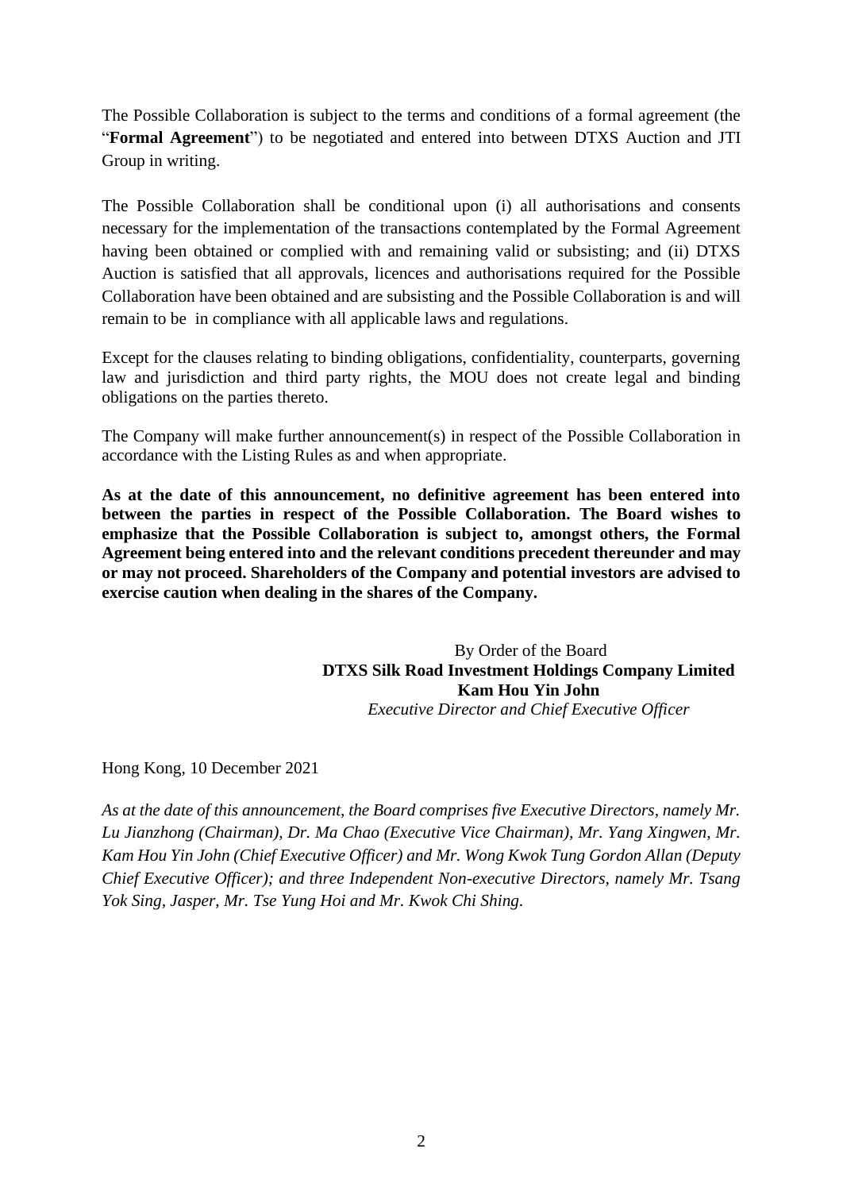The Possible Collaboration is subject to the terms and conditions of a formal agreement (the "**Formal Agreement**") to be negotiated and entered into between DTXS Auction and JTI Group in writing.

The Possible Collaboration shall be conditional upon (i) all authorisations and consents necessary for the implementation of the transactions contemplated by the Formal Agreement having been obtained or complied with and remaining valid or subsisting; and (ii) DTXS Auction is satisfied that all approvals, licences and authorisations required for the Possible Collaboration have been obtained and are subsisting and the Possible Collaboration is and will remain to be in compliance with all applicable laws and regulations.

Except for the clauses relating to binding obligations, confidentiality, counterparts, governing law and jurisdiction and third party rights, the MOU does not create legal and binding obligations on the parties thereto.

The Company will make further announcement(s) in respect of the Possible Collaboration in accordance with the Listing Rules as and when appropriate.

**As at the date of this announcement, no definitive agreement has been entered into between the parties in respect of the Possible Collaboration. The Board wishes to emphasize that the Possible Collaboration is subject to, amongst others, the Formal Agreement being entered into and the relevant conditions precedent thereunder and may or may not proceed. Shareholders of the Company and potential investors are advised to exercise caution when dealing in the shares of the Company.**

By Order of the Board
**DTXS Silk Road Investment Holdings Company Limited**
**Kam Hou Yin John**
*Executive Director and Chief Executive Officer*

Hong Kong, 10 December 2021

*As at the date of this announcement, the Board comprises five Executive Directors, namely Mr. Lu Jianzhong (Chairman), Dr. Ma Chao (Executive Vice Chairman), Mr. Yang Xingwen, Mr. Kam Hou Yin John (Chief Executive Officer) and Mr. Wong Kwok Tung Gordon Allan (Deputy Chief Executive Officer); and three Independent Non-executive Directors, namely Mr. Tsang Yok Sing, Jasper, Mr. Tse Yung Hoi and Mr. Kwok Chi Shing.*